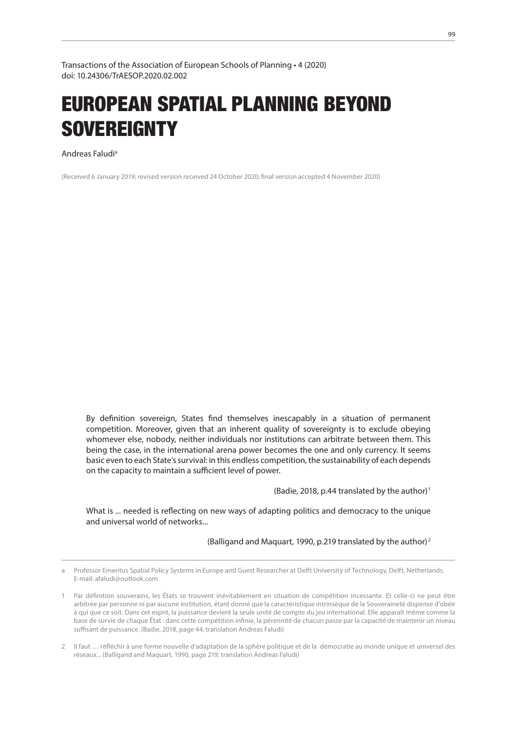Transactions of the Association of European Schools of Planning • 4 (2020)
doi: 10.24306/TrAESOP.2020.02.002

# EUROPEAN SPATIAL PLANNING BEYOND SOVEREIGNTY

Andreas Faludi[a]

(Received 6 January 2019; revised version received 24 October 2020; final version accepted 4 November 2020)

> By definition sovereign, States find themselves inescapably in a situation of permanent competition. Moreover, given that an inherent quality of sovereignty is to exclude obeying whomever else, nobody, neither individuals nor institutions can arbitrate between them. This being the case, in the international arena power becomes the one and only currency. It seems basic even to each State's survival: in this endless competition, the sustainability of each depends on the capacity to maintain a sufficient level of power.
>
> (Badie, 2018, p.44 translated by the author)[1]

> What is ... needed is reflecting on new ways of adapting politics and democracy to the unique and universal world of networks...
>
> (Balligand and Maquart, 1990, p.219 translated by the author)[2]

---

a Professor Emeritus Spatial Policy Systems in Europe and Guest Researcher at Delft University of Technology, Delft, Netherlands. E-mail: afaludi@outlook.com

1 Par définition souverains, les États se trouvent inévitablement en situation de compétition incessante. Et celle-ci ne peut être arbitrée par personne ni par aucune institution, étant donné que la caractéristique intrinsèque de la Souveraineté dispense d'obéir à qui que ce soit. Dans cet esprit, la puissance devient la seule unité de compte du jeu international. Elle apparaît même comme la base de survie de chaque État : dans cette compétition infinie, la pérennité de chacun passe par la capacité de maintenir un niveau suffisant de puissance. (Badie, 2018, page 44; translation Andreas Faludi)

2 Il faut … réfléchir à une forme nouvelle d'adaptation de la sphère politique et de la démocratie au monde unique et universel des réseaux... (Balligand and Maquart, 1990, page 219; translation Andreas Faludi)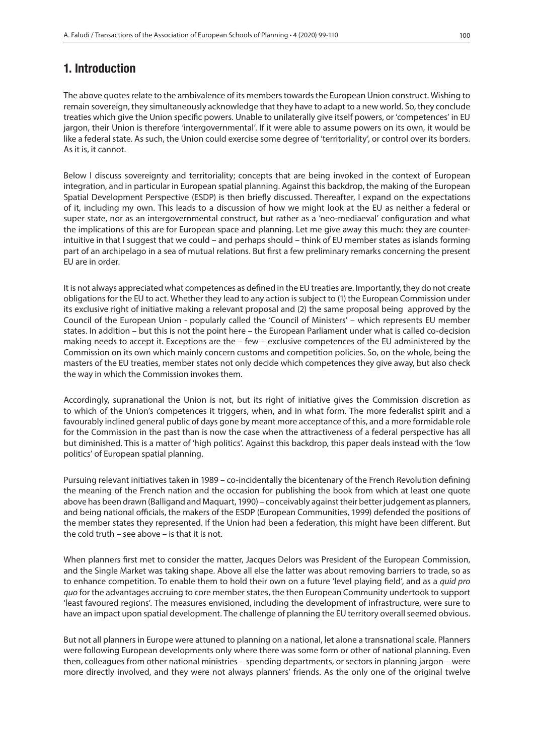## 1. Introduction

The above quotes relate to the ambivalence of its members towards the European Union construct. Wishing to remain sovereign, they simultaneously acknowledge that they have to adapt to a new world. So, they conclude treaties which give the Union specific powers. Unable to unilaterally give itself powers, or 'competences' in EU jargon, their Union is therefore 'intergovernmental'. If it were able to assume powers on its own, it would be like a federal state. As such, the Union could exercise some degree of 'territoriality', or control over its borders. As it is, it cannot.

Below I discuss sovereignty and territoriality; concepts that are being invoked in the context of European integration, and in particular in European spatial planning. Against this backdrop, the making of the European Spatial Development Perspective (ESDP) is then briefly discussed. Thereafter, I expand on the expectations of it, including my own. This leads to a discussion of how we might look at the EU as neither a federal or super state, nor as an intergovernmental construct, but rather as a 'neo-mediaeval' configuration and what the implications of this are for European space and planning. Let me give away this much: they are counter-intuitive in that I suggest that we could – and perhaps should – think of EU member states as islands forming part of an archipelago in a sea of mutual relations. But first a few preliminary remarks concerning the present EU are in order.

It is not always appreciated what competences as defined in the EU treaties are. Importantly, they do not create obligations for the EU to act. Whether they lead to any action is subject to (1) the European Commission under its exclusive right of initiative making a relevant proposal and (2) the same proposal being approved by the Council of the European Union - popularly called the 'Council of Ministers' – which represents EU member states. In addition – but this is not the point here – the European Parliament under what is called co-decision making needs to accept it. Exceptions are the – few – exclusive competences of the EU administered by the Commission on its own which mainly concern customs and competition policies. So, on the whole, being the masters of the EU treaties, member states not only decide which competences they give away, but also check the way in which the Commission invokes them.

Accordingly, supranational the Union is not, but its right of initiative gives the Commission discretion as to which of the Union's competences it triggers, when, and in what form. The more federalist spirit and a favourably inclined general public of days gone by meant more acceptance of this, and a more formidable role for the Commission in the past than is now the case when the attractiveness of a federal perspective has all but diminished. This is a matter of 'high politics'. Against this backdrop, this paper deals instead with the 'low politics' of European spatial planning.

Pursuing relevant initiatives taken in 1989 – co-incidentally the bicentenary of the French Revolution defining the meaning of the French nation and the occasion for publishing the book from which at least one quote above has been drawn (Balligand and Maquart, 1990) – conceivably against their better judgement as planners, and being national officials, the makers of the ESDP (European Communities, 1999) defended the positions of the member states they represented. If the Union had been a federation, this might have been different. But the cold truth – see above – is that it is not.

When planners first met to consider the matter, Jacques Delors was President of the European Commission, and the Single Market was taking shape. Above all else the latter was about removing barriers to trade, so as to enhance competition. To enable them to hold their own on a future 'level playing field', and as a *quid pro quo* for the advantages accruing to core member states, the then European Community undertook to support 'least favoured regions'. The measures envisioned, including the development of infrastructure, were sure to have an impact upon spatial development. The challenge of planning the EU territory overall seemed obvious.

But not all planners in Europe were attuned to planning on a national, let alone a transnational scale. Planners were following European developments only where there was some form or other of national planning. Even then, colleagues from other national ministries – spending departments, or sectors in planning jargon – were more directly involved, and they were not always planners' friends. As the only one of the original twelve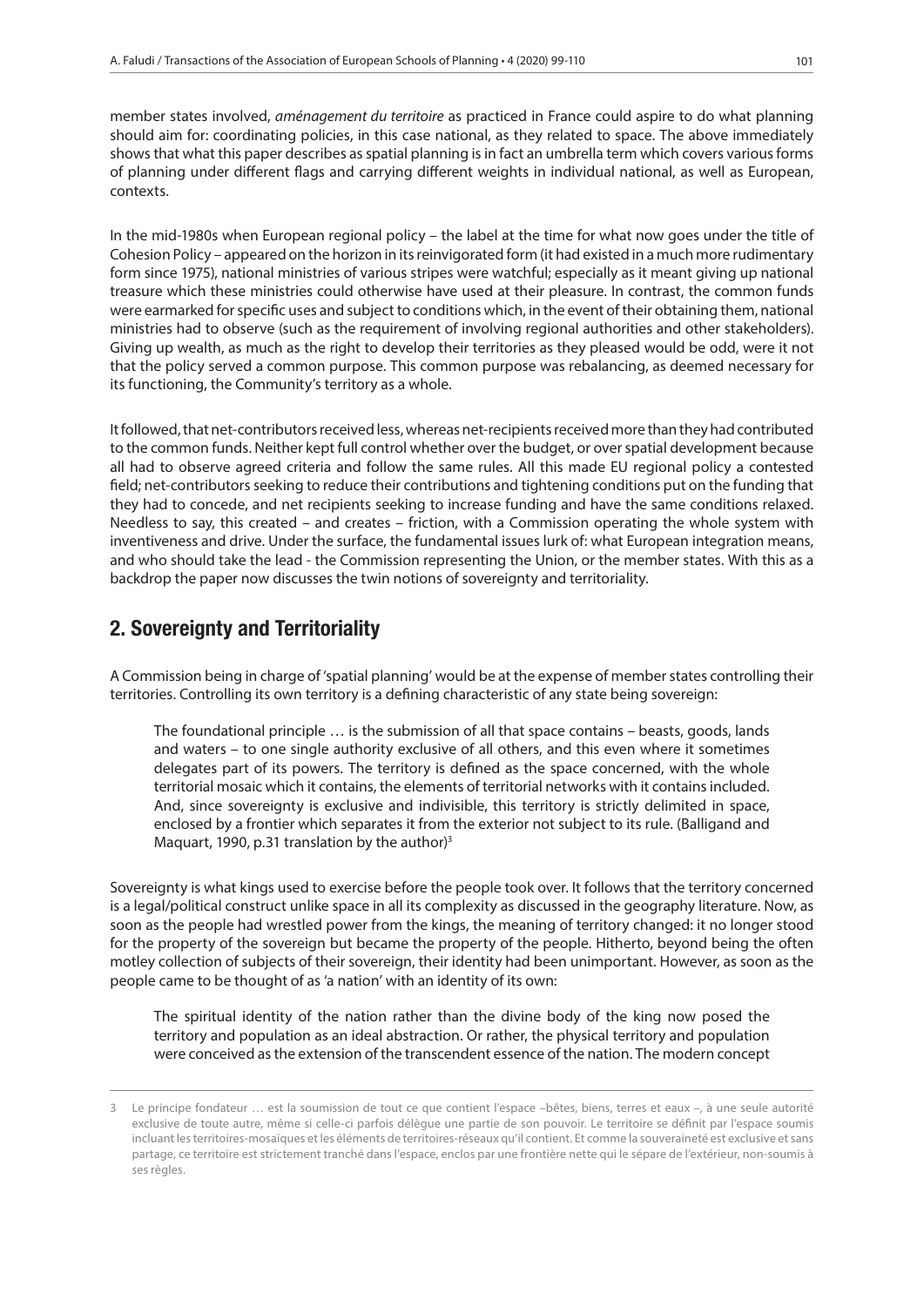member states involved, *aménagement du territoire* as practiced in France could aspire to do what planning should aim for: coordinating policies, in this case national, as they related to space. The above immediately shows that what this paper describes as spatial planning is in fact an umbrella term which covers various forms of planning under different flags and carrying different weights in individual national, as well as European, contexts.

In the mid-1980s when European regional policy – the label at the time for what now goes under the title of Cohesion Policy – appeared on the horizon in its reinvigorated form (it had existed in a much more rudimentary form since 1975), national ministries of various stripes were watchful; especially as it meant giving up national treasure which these ministries could otherwise have used at their pleasure. In contrast, the common funds were earmarked for specific uses and subject to conditions which, in the event of their obtaining them, national ministries had to observe (such as the requirement of involving regional authorities and other stakeholders). Giving up wealth, as much as the right to develop their territories as they pleased would be odd, were it not that the policy served a common purpose. This common purpose was rebalancing, as deemed necessary for its functioning, the Community's territory as a whole.

It followed, that net-contributors received less, whereas net-recipients received more than they had contributed to the common funds. Neither kept full control whether over the budget, or over spatial development because all had to observe agreed criteria and follow the same rules. All this made EU regional policy a contested field; net-contributors seeking to reduce their contributions and tightening conditions put on the funding that they had to concede, and net recipients seeking to increase funding and have the same conditions relaxed. Needless to say, this created – and creates – friction, with a Commission operating the whole system with inventiveness and drive. Under the surface, the fundamental issues lurk of: what European integration means, and who should take the lead - the Commission representing the Union, or the member states. With this as a backdrop the paper now discusses the twin notions of sovereignty and territoriality.

## 2. Sovereignty and Territoriality

A Commission being in charge of 'spatial planning' would be at the expense of member states controlling their territories. Controlling its own territory is a defining characteristic of any state being sovereign:

> The foundational principle … is the submission of all that space contains – beasts, goods, lands and waters – to one single authority exclusive of all others, and this even where it sometimes delegates part of its powers. The territory is defined as the space concerned, with the whole territorial mosaic which it contains, the elements of territorial networks with it contains included. And, since sovereignty is exclusive and indivisible, this territory is strictly delimited in space, enclosed by a frontier which separates it from the exterior not subject to its rule. (Balligand and Maquart, 1990, p.31 translation by the author)[3]

Sovereignty is what kings used to exercise before the people took over. It follows that the territory concerned is a legal/political construct unlike space in all its complexity as discussed in the geography literature. Now, as soon as the people had wrestled power from the kings, the meaning of territory changed: it no longer stood for the property of the sovereign but became the property of the people. Hitherto, beyond being the often motley collection of subjects of their sovereign, their identity had been unimportant. However, as soon as the people came to be thought of as 'a nation' with an identity of its own:

> The spiritual identity of the nation rather than the divine body of the king now posed the territory and population as an ideal abstraction. Or rather, the physical territory and population were conceived as the extension of the transcendent essence of the nation. The modern concept

---

3 Le principe fondateur … est la soumission de tout ce que contient l'espace –bêtes, biens, terres et eaux –, à une seule autorité exclusive de toute autre, même si celle-ci parfois délègue une partie de son pouvoir. Le territoire se définit par l'espace soumis incluant les territoires-mosaïques et les éléments de territoires-réseaux qu'il contient. Et comme la souveraineté est exclusive et sans partage, ce territoire est strictement tranché dans l'espace, enclos par une frontière nette qui le sépare de l'extérieur, non-soumis à ses règles.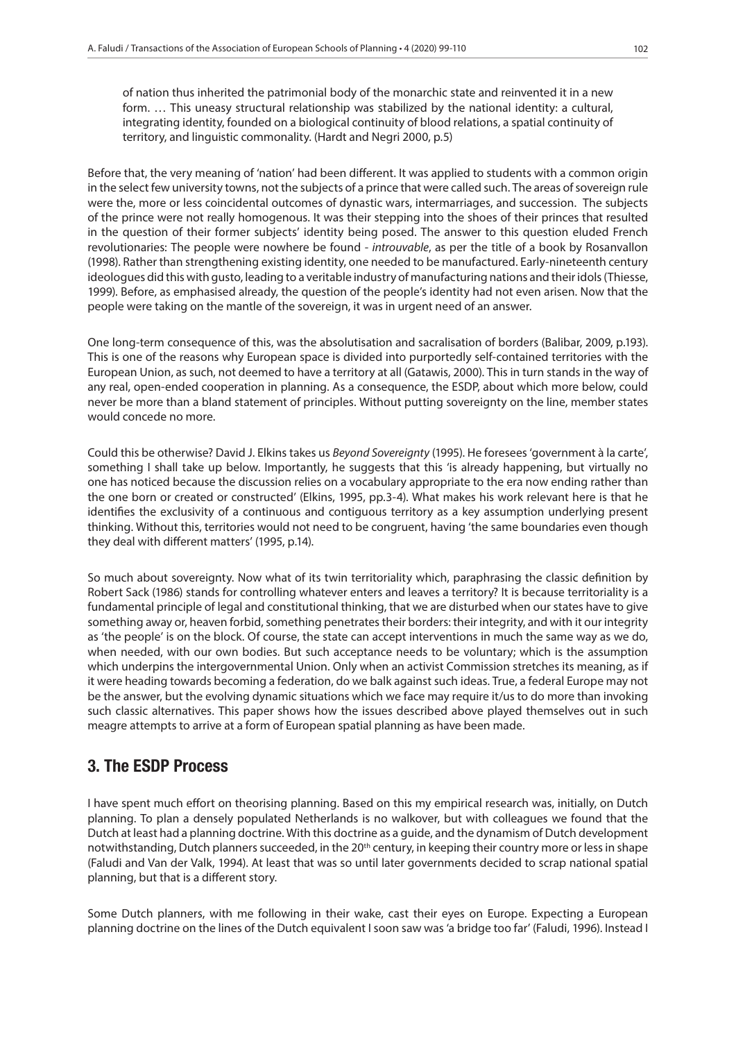of nation thus inherited the patrimonial body of the monarchic state and reinvented it in a new form. … This uneasy structural relationship was stabilized by the national identity: a cultural, integrating identity, founded on a biological continuity of blood relations, a spatial continuity of territory, and linguistic commonality. (Hardt and Negri 2000, p.5)

Before that, the very meaning of 'nation' had been different. It was applied to students with a common origin in the select few university towns, not the subjects of a prince that were called such. The areas of sovereign rule were the, more or less coincidental outcomes of dynastic wars, intermarriages, and succession. The subjects of the prince were not really homogenous. It was their stepping into the shoes of their princes that resulted in the question of their former subjects' identity being posed. The answer to this question eluded French revolutionaries: The people were nowhere be found - *introuvable*, as per the title of a book by Rosanvallon (1998). Rather than strengthening existing identity, one needed to be manufactured. Early-nineteenth century ideologues did this with gusto, leading to a veritable industry of manufacturing nations and their idols (Thiesse, 1999). Before, as emphasised already, the question of the people's identity had not even arisen. Now that the people were taking on the mantle of the sovereign, it was in urgent need of an answer.

One long-term consequence of this, was the absolutisation and sacralisation of borders (Balibar, 2009, p.193). This is one of the reasons why European space is divided into purportedly self-contained territories with the European Union, as such, not deemed to have a territory at all (Gatawis, 2000). This in turn stands in the way of any real, open-ended cooperation in planning. As a consequence, the ESDP, about which more below, could never be more than a bland statement of principles. Without putting sovereignty on the line, member states would concede no more.

Could this be otherwise? David J. Elkins takes us *Beyond Sovereignty* (1995). He foresees 'government à la carte', something I shall take up below. Importantly, he suggests that this 'is already happening, but virtually no one has noticed because the discussion relies on a vocabulary appropriate to the era now ending rather than the one born or created or constructed' (Elkins, 1995, pp.3-4). What makes his work relevant here is that he identifies the exclusivity of a continuous and contiguous territory as a key assumption underlying present thinking. Without this, territories would not need to be congruent, having 'the same boundaries even though they deal with different matters' (1995, p.14).

So much about sovereignty. Now what of its twin territoriality which, paraphrasing the classic definition by Robert Sack (1986) stands for controlling whatever enters and leaves a territory? It is because territoriality is a fundamental principle of legal and constitutional thinking, that we are disturbed when our states have to give something away or, heaven forbid, something penetrates their borders: their integrity, and with it our integrity as 'the people' is on the block. Of course, the state can accept interventions in much the same way as we do, when needed, with our own bodies. But such acceptance needs to be voluntary; which is the assumption which underpins the intergovernmental Union. Only when an activist Commission stretches its meaning, as if it were heading towards becoming a federation, do we balk against such ideas. True, a federal Europe may not be the answer, but the evolving dynamic situations which we face may require it/us to do more than invoking such classic alternatives. This paper shows how the issues described above played themselves out in such meagre attempts to arrive at a form of European spatial planning as have been made.

## 3. The ESDP Process

I have spent much effort on theorising planning. Based on this my empirical research was, initially, on Dutch planning. To plan a densely populated Netherlands is no walkover, but with colleagues we found that the Dutch at least had a planning doctrine. With this doctrine as a guide, and the dynamism of Dutch development notwithstanding, Dutch planners succeeded, in the 20th century, in keeping their country more or less in shape (Faludi and Van der Valk, 1994). At least that was so until later governments decided to scrap national spatial planning, but that is a different story.

Some Dutch planners, with me following in their wake, cast their eyes on Europe. Expecting a European planning doctrine on the lines of the Dutch equivalent I soon saw was 'a bridge too far' (Faludi, 1996). Instead I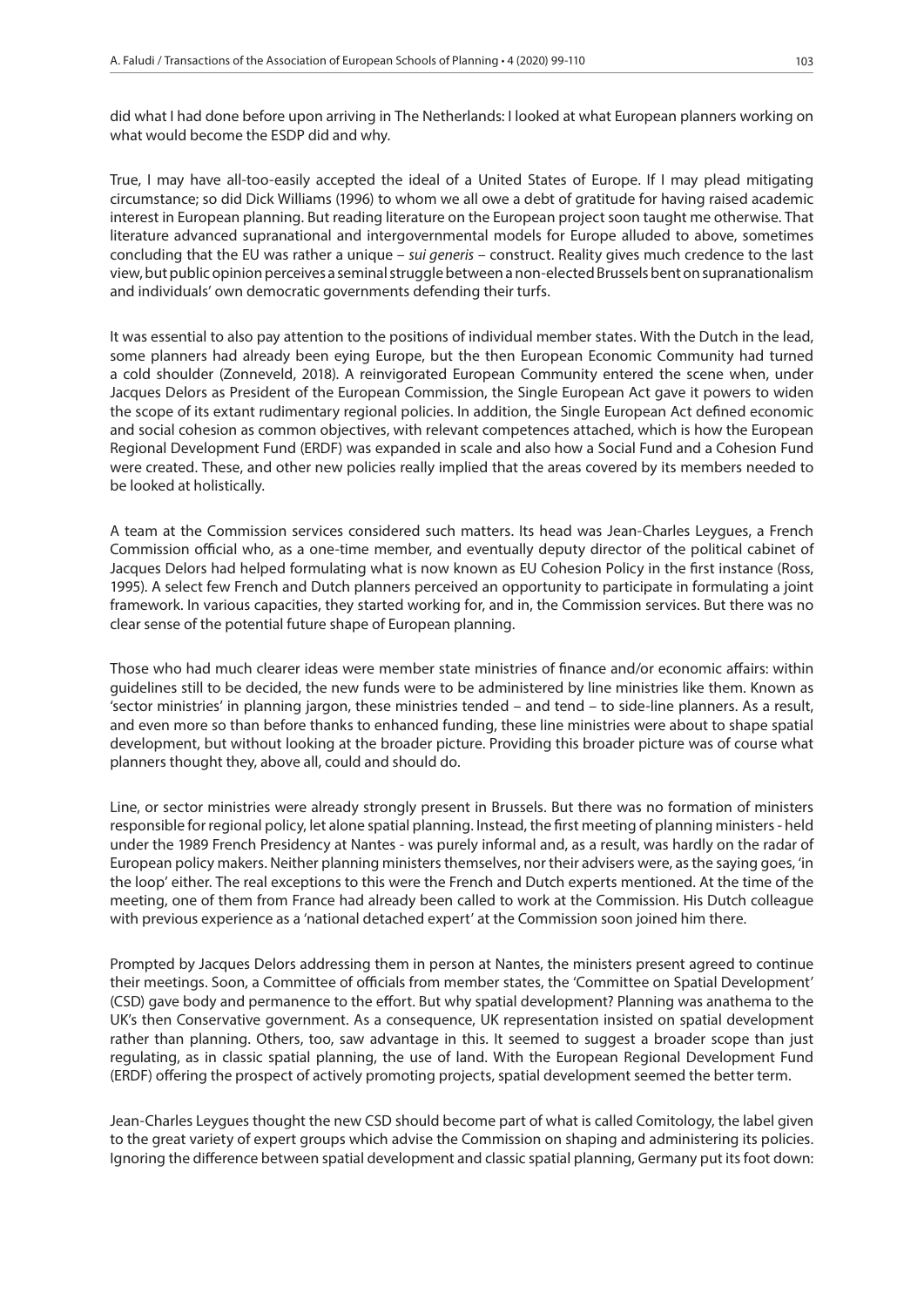did what I had done before upon arriving in The Netherlands: I looked at what European planners working on what would become the ESDP did and why.

True, I may have all-too-easily accepted the ideal of a United States of Europe. If I may plead mitigating circumstance; so did Dick Williams (1996) to whom we all owe a debt of gratitude for having raised academic interest in European planning. But reading literature on the European project soon taught me otherwise. That literature advanced supranational and intergovernmental models for Europe alluded to above, sometimes concluding that the EU was rather a unique – *sui generis* – construct. Reality gives much credence to the last view, but public opinion perceives a seminal struggle between a non-elected Brussels bent on supranationalism and individuals' own democratic governments defending their turfs.

It was essential to also pay attention to the positions of individual member states. With the Dutch in the lead, some planners had already been eying Europe, but the then European Economic Community had turned a cold shoulder (Zonneveld, 2018). A reinvigorated European Community entered the scene when, under Jacques Delors as President of the European Commission, the Single European Act gave it powers to widen the scope of its extant rudimentary regional policies. In addition, the Single European Act defined economic and social cohesion as common objectives, with relevant competences attached, which is how the European Regional Development Fund (ERDF) was expanded in scale and also how a Social Fund and a Cohesion Fund were created. These, and other new policies really implied that the areas covered by its members needed to be looked at holistically.

A team at the Commission services considered such matters. Its head was Jean-Charles Leygues, a French Commission official who, as a one-time member, and eventually deputy director of the political cabinet of Jacques Delors had helped formulating what is now known as EU Cohesion Policy in the first instance (Ross, 1995). A select few French and Dutch planners perceived an opportunity to participate in formulating a joint framework. In various capacities, they started working for, and in, the Commission services. But there was no clear sense of the potential future shape of European planning.

Those who had much clearer ideas were member state ministries of finance and/or economic affairs: within guidelines still to be decided, the new funds were to be administered by line ministries like them. Known as 'sector ministries' in planning jargon, these ministries tended – and tend – to side-line planners. As a result, and even more so than before thanks to enhanced funding, these line ministries were about to shape spatial development, but without looking at the broader picture. Providing this broader picture was of course what planners thought they, above all, could and should do.

Line, or sector ministries were already strongly present in Brussels. But there was no formation of ministers responsible for regional policy, let alone spatial planning. Instead, the first meeting of planning ministers - held under the 1989 French Presidency at Nantes - was purely informal and, as a result, was hardly on the radar of European policy makers. Neither planning ministers themselves, nor their advisers were, as the saying goes, 'in the loop' either. The real exceptions to this were the French and Dutch experts mentioned. At the time of the meeting, one of them from France had already been called to work at the Commission. His Dutch colleague with previous experience as a 'national detached expert' at the Commission soon joined him there.

Prompted by Jacques Delors addressing them in person at Nantes, the ministers present agreed to continue their meetings. Soon, a Committee of officials from member states, the 'Committee on Spatial Development' (CSD) gave body and permanence to the effort. But why spatial development? Planning was anathema to the UK's then Conservative government. As a consequence, UK representation insisted on spatial development rather than planning. Others, too, saw advantage in this. It seemed to suggest a broader scope than just regulating, as in classic spatial planning, the use of land. With the European Regional Development Fund (ERDF) offering the prospect of actively promoting projects, spatial development seemed the better term.

Jean-Charles Leygues thought the new CSD should become part of what is called Comitology, the label given to the great variety of expert groups which advise the Commission on shaping and administering its policies. Ignoring the difference between spatial development and classic spatial planning, Germany put its foot down: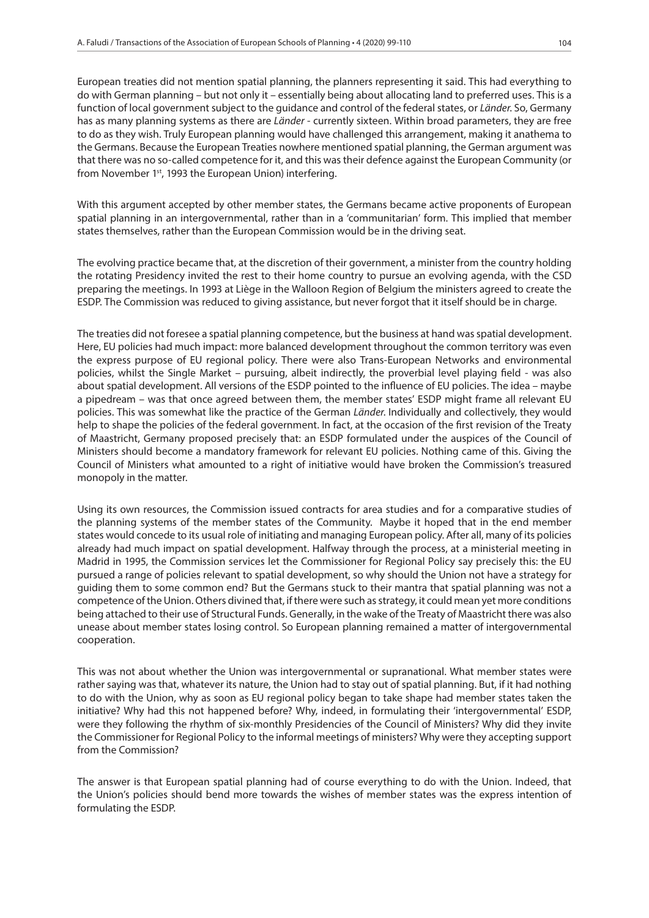European treaties did not mention spatial planning, the planners representing it said. This had everything to do with German planning – but not only it – essentially being about allocating land to preferred uses. This is a function of local government subject to the guidance and control of the federal states, or *Länder*. So, Germany has as many planning systems as there are *Länder* - currently sixteen. Within broad parameters, they are free to do as they wish. Truly European planning would have challenged this arrangement, making it anathema to the Germans. Because the European Treaties nowhere mentioned spatial planning, the German argument was that there was no so-called competence for it, and this was their defence against the European Community (or from November 1st, 1993 the European Union) interfering.

With this argument accepted by other member states, the Germans became active proponents of European spatial planning in an intergovernmental, rather than in a 'communitarian' form. This implied that member states themselves, rather than the European Commission would be in the driving seat.

The evolving practice became that, at the discretion of their government, a minister from the country holding the rotating Presidency invited the rest to their home country to pursue an evolving agenda, with the CSD preparing the meetings. In 1993 at Liège in the Walloon Region of Belgium the ministers agreed to create the ESDP. The Commission was reduced to giving assistance, but never forgot that it itself should be in charge.

The treaties did not foresee a spatial planning competence, but the business at hand was spatial development. Here, EU policies had much impact: more balanced development throughout the common territory was even the express purpose of EU regional policy. There were also Trans-European Networks and environmental policies, whilst the Single Market – pursuing, albeit indirectly, the proverbial level playing field - was also about spatial development. All versions of the ESDP pointed to the influence of EU policies. The idea – maybe a pipedream – was that once agreed between them, the member states' ESDP might frame all relevant EU policies. This was somewhat like the practice of the German *Länder*. Individually and collectively, they would help to shape the policies of the federal government. In fact, at the occasion of the first revision of the Treaty of Maastricht, Germany proposed precisely that: an ESDP formulated under the auspices of the Council of Ministers should become a mandatory framework for relevant EU policies. Nothing came of this. Giving the Council of Ministers what amounted to a right of initiative would have broken the Commission's treasured monopoly in the matter.

Using its own resources, the Commission issued contracts for area studies and for a comparative studies of the planning systems of the member states of the Community. Maybe it hoped that in the end member states would concede to its usual role of initiating and managing European policy. After all, many of its policies already had much impact on spatial development. Halfway through the process, at a ministerial meeting in Madrid in 1995, the Commission services let the Commissioner for Regional Policy say precisely this: the EU pursued a range of policies relevant to spatial development, so why should the Union not have a strategy for guiding them to some common end? But the Germans stuck to their mantra that spatial planning was not a competence of the Union. Others divined that, if there were such as strategy, it could mean yet more conditions being attached to their use of Structural Funds. Generally, in the wake of the Treaty of Maastricht there was also unease about member states losing control. So European planning remained a matter of intergovernmental cooperation.

This was not about whether the Union was intergovernmental or supranational. What member states were rather saying was that, whatever its nature, the Union had to stay out of spatial planning. But, if it had nothing to do with the Union, why as soon as EU regional policy began to take shape had member states taken the initiative? Why had this not happened before? Why, indeed, in formulating their 'intergovernmental' ESDP, were they following the rhythm of six-monthly Presidencies of the Council of Ministers? Why did they invite the Commissioner for Regional Policy to the informal meetings of ministers? Why were they accepting support from the Commission?

The answer is that European spatial planning had of course everything to do with the Union. Indeed, that the Union's policies should bend more towards the wishes of member states was the express intention of formulating the ESDP.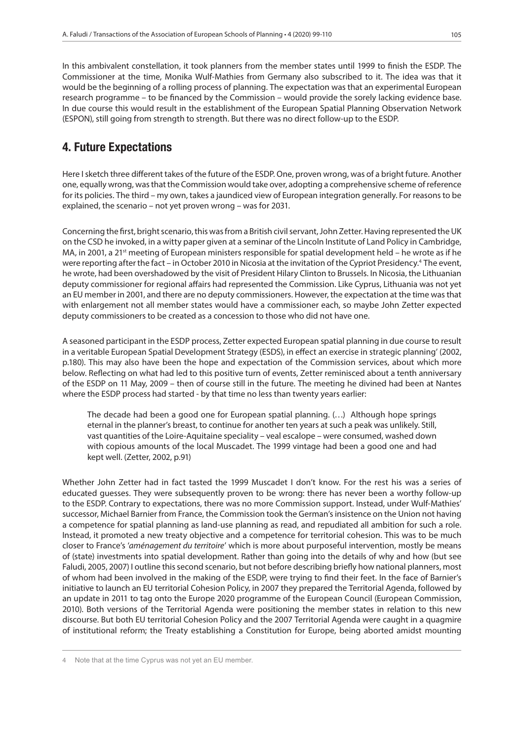In this ambivalent constellation, it took planners from the member states until 1999 to finish the ESDP. The Commissioner at the time, Monika Wulf-Mathies from Germany also subscribed to it. The idea was that it would be the beginning of a rolling process of planning. The expectation was that an experimental European research programme – to be financed by the Commission – would provide the sorely lacking evidence base. In due course this would result in the establishment of the European Spatial Planning Observation Network (ESPON), still going from strength to strength. But there was no direct follow-up to the ESDP.

## 4. Future Expectations

Here I sketch three different takes of the future of the ESDP. One, proven wrong, was of a bright future. Another one, equally wrong, was that the Commission would take over, adopting a comprehensive scheme of reference for its policies. The third – my own, takes a jaundiced view of European integration generally. For reasons to be explained, the scenario – not yet proven wrong – was for 2031.

Concerning the first, bright scenario, this was from a British civil servant, John Zetter. Having represented the UK on the CSD he invoked, in a witty paper given at a seminar of the Lincoln Institute of Land Policy in Cambridge, MA, in 2001, a 21st meeting of European ministers responsible for spatial development held – he wrote as if he were reporting after the fact – in October 2010 in Nicosia at the invitation of the Cypriot Presidency.[4] The event, he wrote, had been overshadowed by the visit of President Hilary Clinton to Brussels. In Nicosia, the Lithuanian deputy commissioner for regional affairs had represented the Commission. Like Cyprus, Lithuania was not yet an EU member in 2001, and there are no deputy commissioners. However, the expectation at the time was that with enlargement not all member states would have a commissioner each, so maybe John Zetter expected deputy commissioners to be created as a concession to those who did not have one.

A seasoned participant in the ESDP process, Zetter expected European spatial planning in due course to result in a veritable European Spatial Development Strategy (ESDS), in effect an exercise in strategic planning' (2002, p.180). This may also have been the hope and expectation of the Commission services, about which more below. Reflecting on what had led to this positive turn of events, Zetter reminisced about a tenth anniversary of the ESDP on 11 May, 2009 – then of course still in the future. The meeting he divined had been at Nantes where the ESDP process had started - by that time no less than twenty years earlier:

> The decade had been a good one for European spatial planning. (…) Although hope springs eternal in the planner's breast, to continue for another ten years at such a peak was unlikely. Still, vast quantities of the Loire-Aquitaine speciality – veal escalope – were consumed, washed down with copious amounts of the local Muscadet. The 1999 vintage had been a good one and had kept well. (Zetter, 2002, p.91)

Whether John Zetter had in fact tasted the 1999 Muscadet I don't know. For the rest his was a series of educated guesses. They were subsequently proven to be wrong: there has never been a worthy follow-up to the ESDP. Contrary to expectations, there was no more Commission support. Instead, under Wulf-Mathies' successor, Michael Barnier from France, the Commission took the German's insistence on the Union not having a competence for spatial planning as land-use planning as read, and repudiated all ambition for such a role. Instead, it promoted a new treaty objective and a competence for territorial cohesion. This was to be much closer to France's '*aménagement du territoire*' which is more about purposeful intervention, mostly be means of (state) investments into spatial development. Rather than going into the details of why and how (but see Faludi, 2005, 2007) I outline this second scenario, but not before describing briefly how national planners, most of whom had been involved in the making of the ESDP, were trying to find their feet. In the face of Barnier's initiative to launch an EU territorial Cohesion Policy, in 2007 they prepared the Territorial Agenda, followed by an update in 2011 to tag onto the Europe 2020 programme of the European Council (European Commission, 2010). Both versions of the Territorial Agenda were positioning the member states in relation to this new discourse. But both EU territorial Cohesion Policy and the 2007 Territorial Agenda were caught in a quagmire of institutional reform; the Treaty establishing a Constitution for Europe, being aborted amidst mounting

4 Note that at the time Cyprus was not yet an EU member.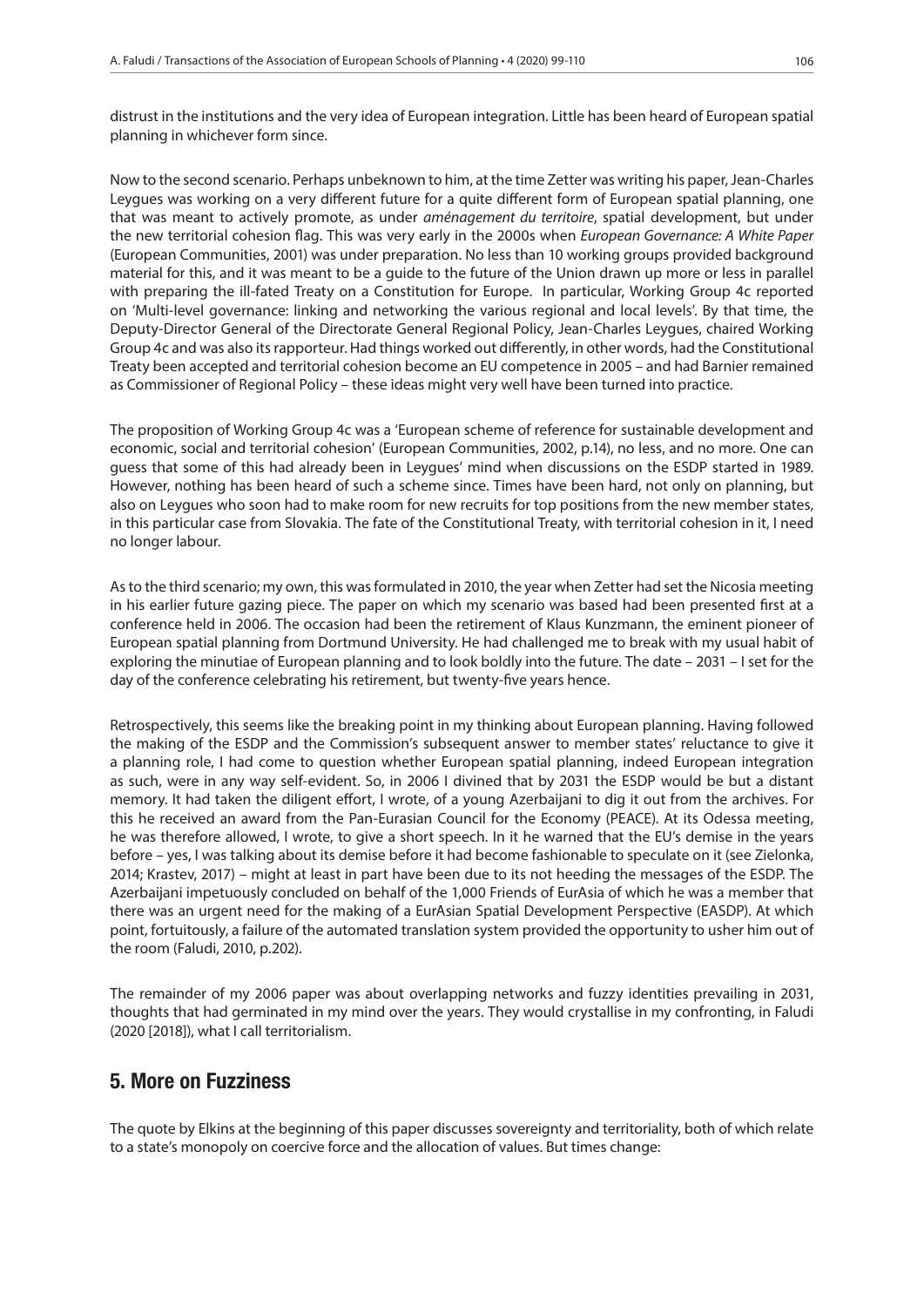distrust in the institutions and the very idea of European integration. Little has been heard of European spatial planning in whichever form since.

Now to the second scenario. Perhaps unbeknown to him, at the time Zetter was writing his paper, Jean-Charles Leygues was working on a very different future for a quite different form of European spatial planning, one that was meant to actively promote, as under *aménagement du territoire*, spatial development, but under the new territorial cohesion flag. This was very early in the 2000s when *European Governance: A White Paper* (European Communities, 2001) was under preparation. No less than 10 working groups provided background material for this, and it was meant to be a guide to the future of the Union drawn up more or less in parallel with preparing the ill-fated Treaty on a Constitution for Europe. In particular, Working Group 4c reported on 'Multi-level governance: linking and networking the various regional and local levels'. By that time, the Deputy-Director General of the Directorate General Regional Policy, Jean-Charles Leygues, chaired Working Group 4c and was also its rapporteur. Had things worked out differently, in other words, had the Constitutional Treaty been accepted and territorial cohesion become an EU competence in 2005 – and had Barnier remained as Commissioner of Regional Policy – these ideas might very well have been turned into practice.

The proposition of Working Group 4c was a 'European scheme of reference for sustainable development and economic, social and territorial cohesion' (European Communities, 2002, p.14), no less, and no more. One can guess that some of this had already been in Leygues' mind when discussions on the ESDP started in 1989. However, nothing has been heard of such a scheme since. Times have been hard, not only on planning, but also on Leygues who soon had to make room for new recruits for top positions from the new member states, in this particular case from Slovakia. The fate of the Constitutional Treaty, with territorial cohesion in it, I need no longer labour.

As to the third scenario; my own, this was formulated in 2010, the year when Zetter had set the Nicosia meeting in his earlier future gazing piece. The paper on which my scenario was based had been presented first at a conference held in 2006. The occasion had been the retirement of Klaus Kunzmann, the eminent pioneer of European spatial planning from Dortmund University. He had challenged me to break with my usual habit of exploring the minutiae of European planning and to look boldly into the future. The date – 2031 – I set for the day of the conference celebrating his retirement, but twenty-five years hence.

Retrospectively, this seems like the breaking point in my thinking about European planning. Having followed the making of the ESDP and the Commission's subsequent answer to member states' reluctance to give it a planning role, I had come to question whether European spatial planning, indeed European integration as such, were in any way self-evident. So, in 2006 I divined that by 2031 the ESDP would be but a distant memory. It had taken the diligent effort, I wrote, of a young Azerbaijani to dig it out from the archives. For this he received an award from the Pan-Eurasian Council for the Economy (PEACE). At its Odessa meeting, he was therefore allowed, I wrote, to give a short speech. In it he warned that the EU's demise in the years before – yes, I was talking about its demise before it had become fashionable to speculate on it (see Zielonka, 2014; Krastev, 2017) – might at least in part have been due to its not heeding the messages of the ESDP. The Azerbaijani impetuously concluded on behalf of the 1,000 Friends of EurAsia of which he was a member that there was an urgent need for the making of a EurAsian Spatial Development Perspective (EASDP). At which point, fortuitously, a failure of the automated translation system provided the opportunity to usher him out of the room (Faludi, 2010, p.202).

The remainder of my 2006 paper was about overlapping networks and fuzzy identities prevailing in 2031, thoughts that had germinated in my mind over the years. They would crystallise in my confronting, in Faludi (2020 [2018]), what I call territorialism.

## 5. More on Fuzziness

The quote by Elkins at the beginning of this paper discusses sovereignty and territoriality, both of which relate to a state's monopoly on coercive force and the allocation of values. But times change: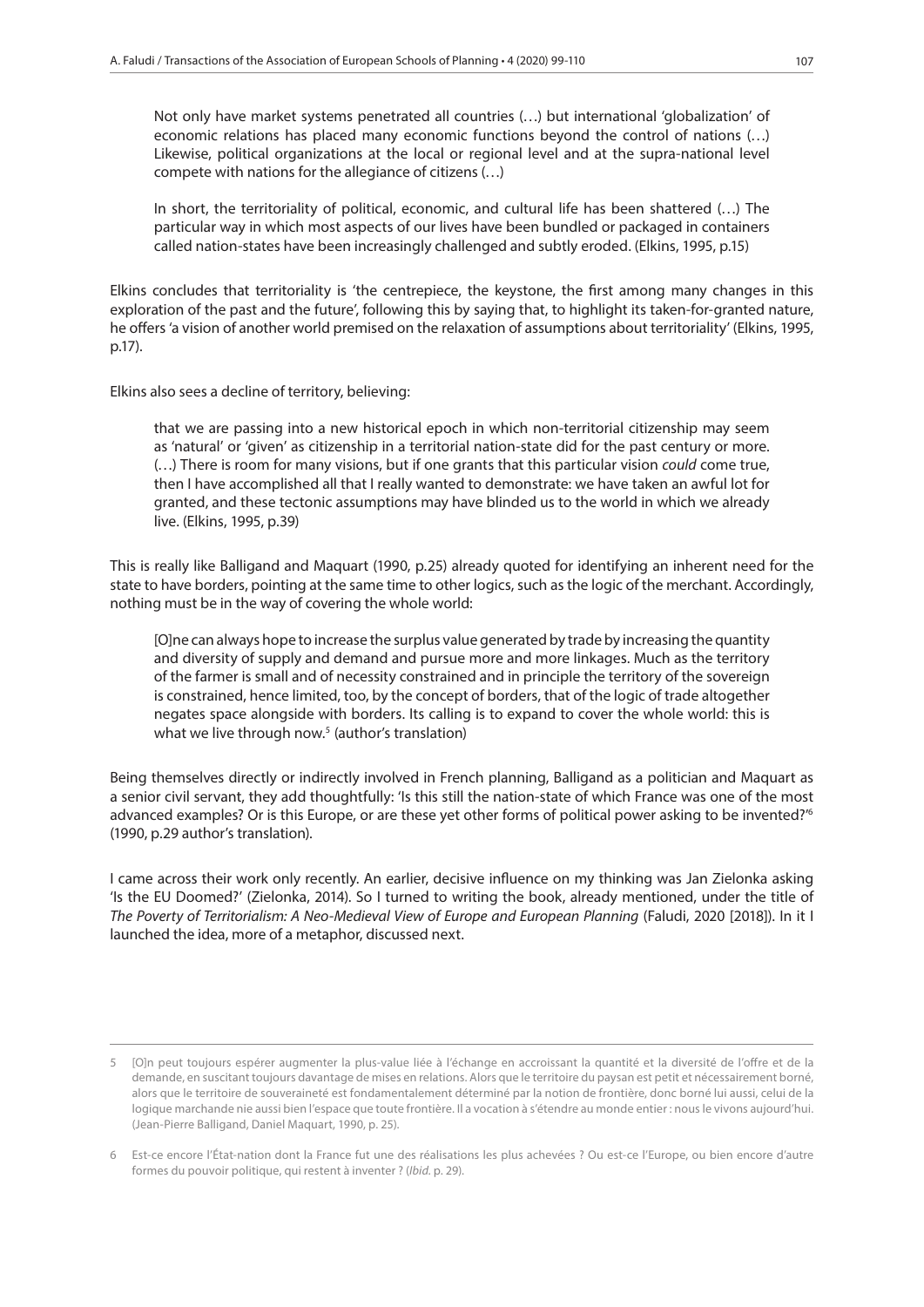> Not only have market systems penetrated all countries (…) but international 'globalization' of economic relations has placed many economic functions beyond the control of nations (…) Likewise, political organizations at the local or regional level and at the supra-national level compete with nations for the allegiance of citizens (…)
>
> In short, the territoriality of political, economic, and cultural life has been shattered (…) The particular way in which most aspects of our lives have been bundled or packaged in containers called nation-states have been increasingly challenged and subtly eroded. (Elkins, 1995, p.15)

Elkins concludes that territoriality is 'the centrepiece, the keystone, the first among many changes in this exploration of the past and the future', following this by saying that, to highlight its taken-for-granted nature, he offers 'a vision of another world premised on the relaxation of assumptions about territoriality' (Elkins, 1995, p.17).

Elkins also sees a decline of territory, believing:

> that we are passing into a new historical epoch in which non-territorial citizenship may seem as 'natural' or 'given' as citizenship in a territorial nation-state did for the past century or more. (…) There is room for many visions, but if one grants that this particular vision *could* come true, then I have accomplished all that I really wanted to demonstrate: we have taken an awful lot for granted, and these tectonic assumptions may have blinded us to the world in which we already live. (Elkins, 1995, p.39)

This is really like Balligand and Maquart (1990, p.25) already quoted for identifying an inherent need for the state to have borders, pointing at the same time to other logics, such as the logic of the merchant. Accordingly, nothing must be in the way of covering the whole world:

> [O]ne can always hope to increase the surplus value generated by trade by increasing the quantity and diversity of supply and demand and pursue more and more linkages. Much as the territory of the farmer is small and of necessity constrained and in principle the territory of the sovereign is constrained, hence limited, too, by the concept of borders, that of the logic of trade altogether negates space alongside with borders. Its calling is to expand to cover the whole world: this is what we live through now.[5] (author's translation)

Being themselves directly or indirectly involved in French planning, Balligand as a politician and Maquart as a senior civil servant, they add thoughtfully: 'Is this still the nation-state of which France was one of the most advanced examples? Or is this Europe, or are these yet other forms of political power asking to be invented?'[6] (1990, p.29 author's translation).

I came across their work only recently. An earlier, decisive influence on my thinking was Jan Zielonka asking 'Is the EU Doomed?' (Zielonka, 2014). So I turned to writing the book, already mentioned, under the title of *The Poverty of Territorialism: A Neo-Medieval View of Europe and European Planning* (Faludi, 2020 [2018]). In it I launched the idea, more of a metaphor, discussed next.

---

5 [O]n peut toujours espérer augmenter la plus-value liée à l'échange en accroissant la quantité et la diversité de l'offre et de la demande, en suscitant toujours davantage de mises en relations. Alors que le territoire du paysan est petit et nécessairement borné, alors que le territoire de souveraineté est fondamentalement déterminé par la notion de frontière, donc borné lui aussi, celui de la logique marchande nie aussi bien l'espace que toute frontière. Il a vocation à s'étendre au monde entier : nous le vivons aujourd'hui. (Jean-Pierre Balligand, Daniel Maquart, 1990, p. 25).

6 Est-ce encore l'État-nation dont la France fut une des réalisations les plus achevées ? Ou est-ce l'Europe, ou bien encore d'autre formes du pouvoir politique, qui restent à inventer ? (*Ibid.* p. 29).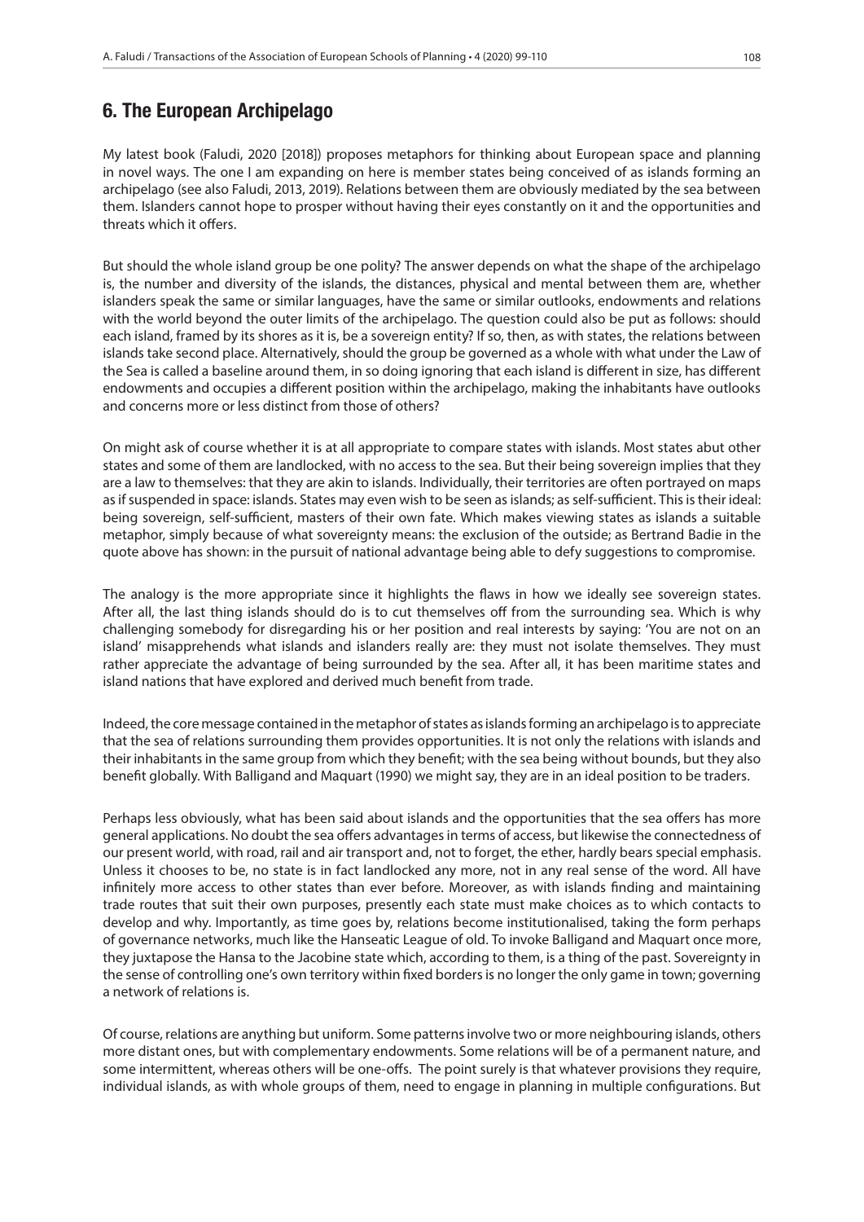## 6. The European Archipelago

My latest book (Faludi, 2020 [2018]) proposes metaphors for thinking about European space and planning in novel ways. The one I am expanding on here is member states being conceived of as islands forming an archipelago (see also Faludi, 2013, 2019). Relations between them are obviously mediated by the sea between them. Islanders cannot hope to prosper without having their eyes constantly on it and the opportunities and threats which it offers.

But should the whole island group be one polity? The answer depends on what the shape of the archipelago is, the number and diversity of the islands, the distances, physical and mental between them are, whether islanders speak the same or similar languages, have the same or similar outlooks, endowments and relations with the world beyond the outer limits of the archipelago. The question could also be put as follows: should each island, framed by its shores as it is, be a sovereign entity? If so, then, as with states, the relations between islands take second place. Alternatively, should the group be governed as a whole with what under the Law of the Sea is called a baseline around them, in so doing ignoring that each island is different in size, has different endowments and occupies a different position within the archipelago, making the inhabitants have outlooks and concerns more or less distinct from those of others?

On might ask of course whether it is at all appropriate to compare states with islands. Most states abut other states and some of them are landlocked, with no access to the sea. But their being sovereign implies that they are a law to themselves: that they are akin to islands. Individually, their territories are often portrayed on maps as if suspended in space: islands. States may even wish to be seen as islands; as self-sufficient. This is their ideal: being sovereign, self-sufficient, masters of their own fate. Which makes viewing states as islands a suitable metaphor, simply because of what sovereignty means: the exclusion of the outside; as Bertrand Badie in the quote above has shown: in the pursuit of national advantage being able to defy suggestions to compromise.

The analogy is the more appropriate since it highlights the flaws in how we ideally see sovereign states. After all, the last thing islands should do is to cut themselves off from the surrounding sea. Which is why challenging somebody for disregarding his or her position and real interests by saying: 'You are not on an island' misapprehends what islands and islanders really are: they must not isolate themselves. They must rather appreciate the advantage of being surrounded by the sea. After all, it has been maritime states and island nations that have explored and derived much benefit from trade.

Indeed, the core message contained in the metaphor of states as islands forming an archipelago is to appreciate that the sea of relations surrounding them provides opportunities. It is not only the relations with islands and their inhabitants in the same group from which they benefit; with the sea being without bounds, but they also benefit globally. With Balligand and Maquart (1990) we might say, they are in an ideal position to be traders.

Perhaps less obviously, what has been said about islands and the opportunities that the sea offers has more general applications. No doubt the sea offers advantages in terms of access, but likewise the connectedness of our present world, with road, rail and air transport and, not to forget, the ether, hardly bears special emphasis. Unless it chooses to be, no state is in fact landlocked any more, not in any real sense of the word. All have infinitely more access to other states than ever before. Moreover, as with islands finding and maintaining trade routes that suit their own purposes, presently each state must make choices as to which contacts to develop and why. Importantly, as time goes by, relations become institutionalised, taking the form perhaps of governance networks, much like the Hanseatic League of old. To invoke Balligand and Maquart once more, they juxtapose the Hansa to the Jacobine state which, according to them, is a thing of the past. Sovereignty in the sense of controlling one's own territory within fixed borders is no longer the only game in town; governing a network of relations is.

Of course, relations are anything but uniform. Some patterns involve two or more neighbouring islands, others more distant ones, but with complementary endowments. Some relations will be of a permanent nature, and some intermittent, whereas others will be one-offs. The point surely is that whatever provisions they require, individual islands, as with whole groups of them, need to engage in planning in multiple configurations. But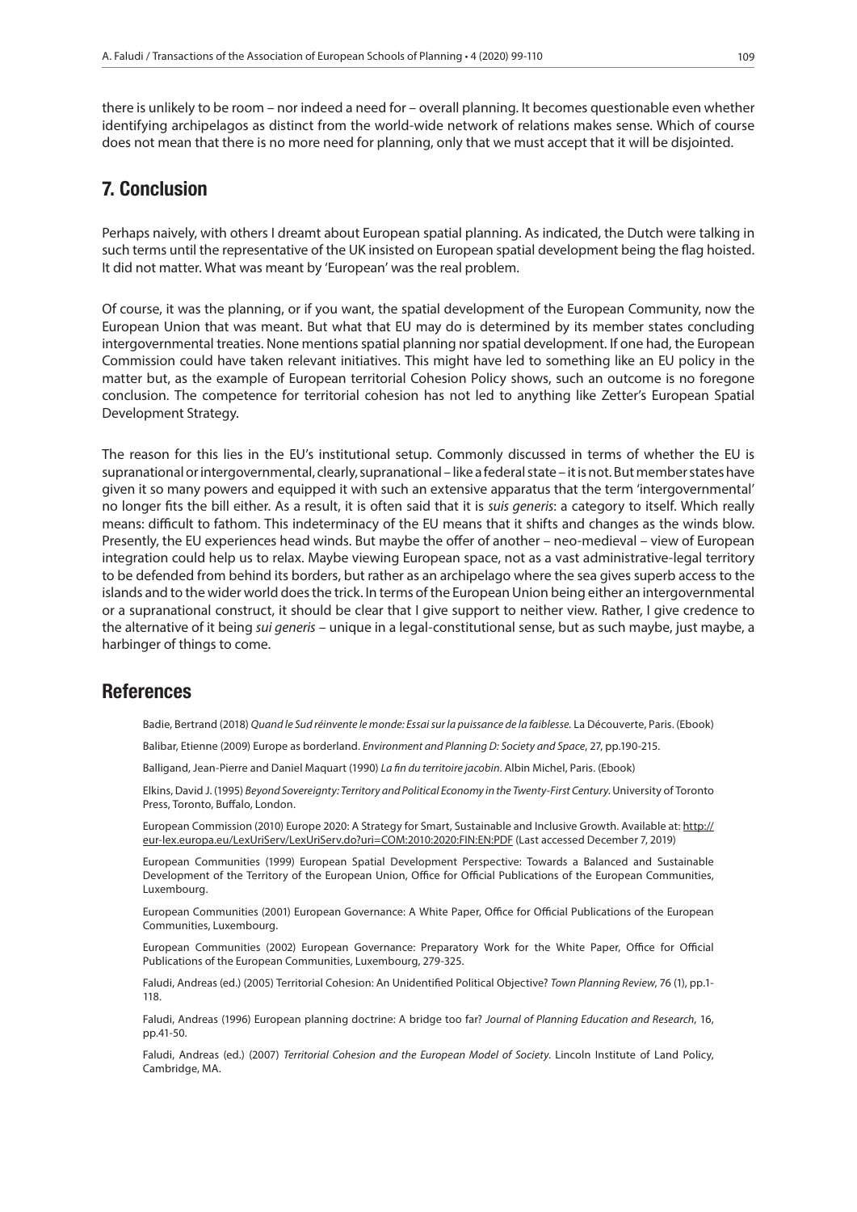there is unlikely to be room – nor indeed a need for – overall planning. It becomes questionable even whether identifying archipelagos as distinct from the world-wide network of relations makes sense. Which of course does not mean that there is no more need for planning, only that we must accept that it will be disjointed.

## 7. Conclusion

Perhaps naively, with others I dreamt about European spatial planning. As indicated, the Dutch were talking in such terms until the representative of the UK insisted on European spatial development being the flag hoisted. It did not matter. What was meant by 'European' was the real problem.

Of course, it was the planning, or if you want, the spatial development of the European Community, now the European Union that was meant. But what that EU may do is determined by its member states concluding intergovernmental treaties. None mentions spatial planning nor spatial development. If one had, the European Commission could have taken relevant initiatives. This might have led to something like an EU policy in the matter but, as the example of European territorial Cohesion Policy shows, such an outcome is no foregone conclusion. The competence for territorial cohesion has not led to anything like Zetter's European Spatial Development Strategy.

The reason for this lies in the EU's institutional setup. Commonly discussed in terms of whether the EU is supranational or intergovernmental, clearly, supranational – like a federal state – it is not. But member states have given it so many powers and equipped it with such an extensive apparatus that the term 'intergovernmental' no longer fits the bill either. As a result, it is often said that it is *suis generis*: a category to itself. Which really means: difficult to fathom. This indeterminacy of the EU means that it shifts and changes as the winds blow. Presently, the EU experiences head winds. But maybe the offer of another – neo-medieval – view of European integration could help us to relax. Maybe viewing European space, not as a vast administrative-legal territory to be defended from behind its borders, but rather as an archipelago where the sea gives superb access to the islands and to the wider world does the trick. In terms of the European Union being either an intergovernmental or a supranational construct, it should be clear that I give support to neither view. Rather, I give credence to the alternative of it being *sui generis* – unique in a legal-constitutional sense, but as such maybe, just maybe, a harbinger of things to come.

## References

Badie, Bertrand (2018) *Quand le Sud réinvente le monde: Essai sur la puissance de la faiblesse.* La Découverte, Paris. (Ebook)

Balibar, Etienne (2009) Europe as borderland. *Environment and Planning D: Society and Space*, 27, pp.190-215.

Balligand, Jean-Pierre and Daniel Maquart (1990) *La fin du territoire jacobin*. Albin Michel, Paris. (Ebook)

Elkins, David J. (1995) *Beyond Sovereignty: Territory and Political Economy in the Twenty-First Century*. University of Toronto Press, Toronto, Buffalo, London.

European Commission (2010) Europe 2020: A Strategy for Smart, Sustainable and Inclusive Growth. Available at: http://eur-lex.europa.eu/LexUriServ/LexUriServ.do?uri=COM:2010:2020:FIN:EN:PDF (Last accessed December 7, 2019)

European Communities (1999) European Spatial Development Perspective: Towards a Balanced and Sustainable Development of the Territory of the European Union, Office for Official Publications of the European Communities, Luxembourg.

European Communities (2001) European Governance: A White Paper, Office for Official Publications of the European Communities, Luxembourg.

European Communities (2002) European Governance: Preparatory Work for the White Paper, Office for Official Publications of the European Communities, Luxembourg, 279-325.

Faludi, Andreas (ed.) (2005) Territorial Cohesion: An Unidentified Political Objective? *Town Planning Review*, 76 (1), pp.1-118.

Faludi, Andreas (1996) European planning doctrine: A bridge too far? *Journal of Planning Education and Research*, 16, pp.41-50.

Faludi, Andreas (ed.) (2007) *Territorial Cohesion and the European Model of Society*. Lincoln Institute of Land Policy, Cambridge, MA.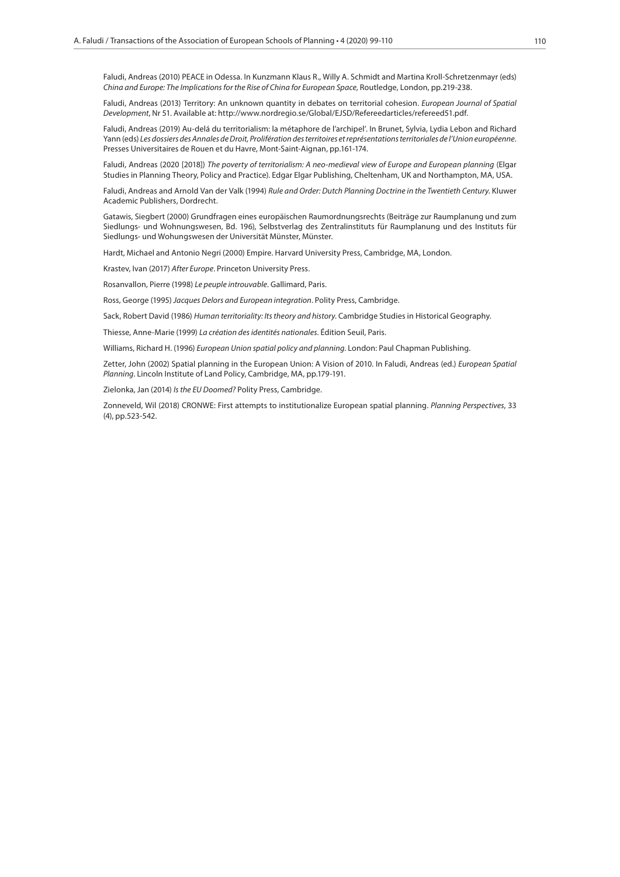Faludi, Andreas (2010) PEACE in Odessa. In Kunzmann Klaus R., Willy A. Schmidt and Martina Kroll-Schretzenmayr (eds) *China and Europe: The Implications for the Rise of China for European Space*, Routledge, London, pp.219-238.

Faludi, Andreas (2013) Territory: An unknown quantity in debates on territorial cohesion. *European Journal of Spatial Development*, Nr 51. Available at: http://www.nordregio.se/Global/EJSD/Refereedarticles/refereed51.pdf.

Faludi, Andreas (2019) Au-delá du territorialism: la métaphore de l'archipel'. In Brunet, Sylvia, Lydia Lebon and Richard Yann (eds) *Les dossiers des Annales de Droit, Prolifération des territoires et représentations territoriales de l'Union européenne*. Presses Universitaires de Rouen et du Havre, Mont-Saint-Aignan, pp.161-174.

Faludi, Andreas (2020 [2018]) *The poverty of territorialism: A neo-medieval view of Europe and European planning* (Elgar Studies in Planning Theory, Policy and Practice). Edgar Elgar Publishing, Cheltenham, UK and Northampton, MA, USA.

Faludi, Andreas and Arnold Van der Valk (1994) *Rule and Order: Dutch Planning Doctrine in the Twentieth Century*. Kluwer Academic Publishers, Dordrecht.

Gatawis, Siegbert (2000) Grundfragen eines europäischen Raumordnungsrechts (Beiträge zur Raumplanung und zum Siedlungs- und Wohnungswesen, Bd. 196), Selbstverlag des Zentralinstituts für Raumplanung und des Instituts für Siedlungs- und Wohungswesen der Universität Münster, Münster.

Hardt, Michael and Antonio Negri (2000) Empire. Harvard University Press, Cambridge, MA, London.

Krastev, Ivan (2017) *After Europe*. Princeton University Press.

Rosanvallon, Pierre (1998) *Le peuple introuvable*. Gallimard, Paris.

Ross, George (1995) *Jacques Delors and European integration*. Polity Press, Cambridge.

Sack, Robert David (1986) *Human territoriality: Its theory and history*. Cambridge Studies in Historical Geography.

Thiesse, Anne-Marie (1999) *La création des identités nationales*. Édition Seuil, Paris.

Williams, Richard H. (1996) *European Union spatial policy and planning*. London: Paul Chapman Publishing.

Zetter, John (2002) Spatial planning in the European Union: A Vision of 2010. In Faludi, Andreas (ed.) *European Spatial Planning*. Lincoln Institute of Land Policy, Cambridge, MA, pp.179-191.

Zielonka, Jan (2014) *Is the EU Doomed?* Polity Press, Cambridge.

Zonneveld, Wil (2018) CRONWE: First attempts to institutionalize European spatial planning. *Planning Perspectives*, 33 (4), pp.523-542.